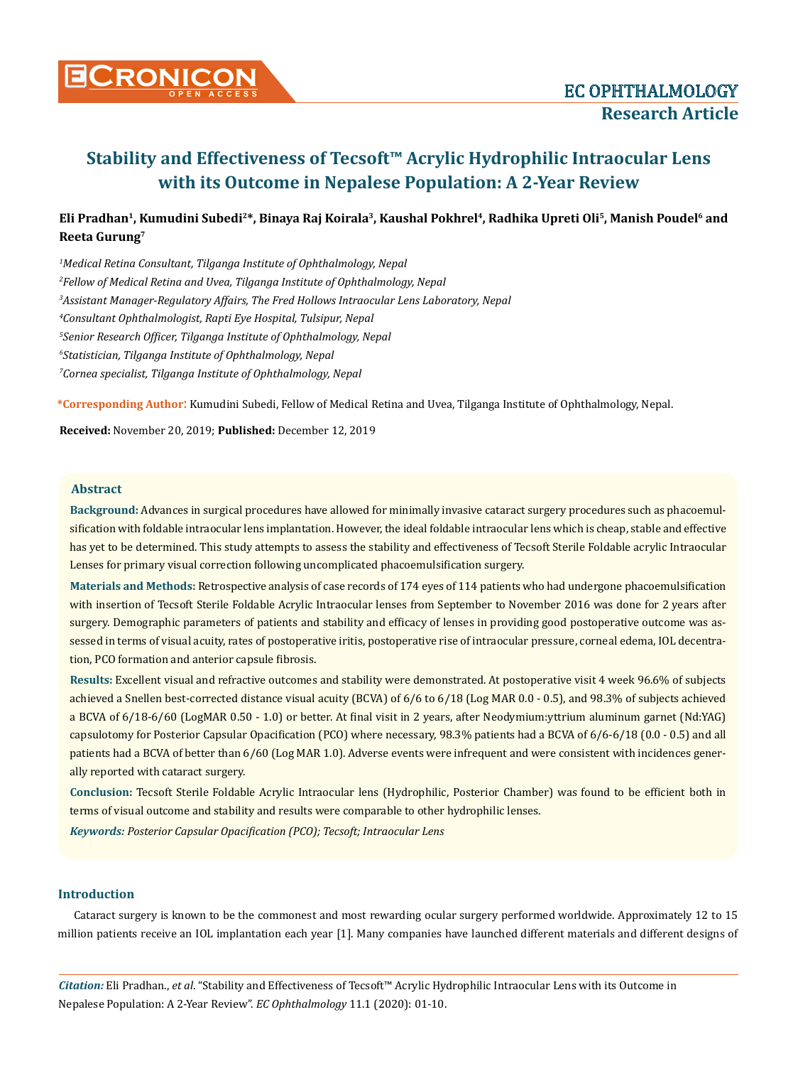# Stability and Effectiveness of Tecsoft™ Acrylic Hydrophilic Intraocular Lens with its Outcome in Nepalese Population: A 2-Year Review

**Eli Pradhan[1], Kumudini Subedi[2]*, Binaya Raj Koirala[3], Kaushal Pokhrel[4], Radhika Upreti Oli[5], Manish Poudel[6] and Reeta Gurung[7]**

*[1]Medical Retina Consultant, Tilganga Institute of Ophthalmology, Nepal*

*[2]Fellow of Medical Retina and Uvea, Tilganga Institute of Ophthalmology, Nepal*

*[3]Assistant Manager-Regulatory Affairs, The Fred Hollows Intraocular Lens Laboratory, Nepal*

*[4]Consultant Ophthalmologist, Rapti Eye Hospital, Tulsipur, Nepal*

*[5]Senior Research Officer, Tilganga Institute of Ophthalmology, Nepal*

*[6]Statistician, Tilganga Institute of Ophthalmology, Nepal*

*[7]Cornea specialist, Tilganga Institute of Ophthalmology, Nepal*

**\*Corresponding Author:** Kumudini Subedi, Fellow of Medical Retina and Uvea, Tilganga Institute of Ophthalmology, Nepal.

**Received:** November 20, 2019; **Published:** December 12, 2019

## Abstract

**Background:** Advances in surgical procedures have allowed for minimally invasive cataract surgery procedures such as phacoemulsification with foldable intraocular lens implantation. However, the ideal foldable intraocular lens which is cheap, stable and effective has yet to be determined. This study attempts to assess the stability and effectiveness of Tecsoft Sterile Foldable acrylic Intraocular Lenses for primary visual correction following uncomplicated phacoemulsification surgery.

**Materials and Methods:** Retrospective analysis of case records of 174 eyes of 114 patients who had undergone phacoemulsification with insertion of Tecsoft Sterile Foldable Acrylic Intraocular lenses from September to November 2016 was done for 2 years after surgery. Demographic parameters of patients and stability and efficacy of lenses in providing good postoperative outcome was assessed in terms of visual acuity, rates of postoperative iritis, postoperative rise of intraocular pressure, corneal edema, IOL decentration, PCO formation and anterior capsule fibrosis.

**Results:** Excellent visual and refractive outcomes and stability were demonstrated. At postoperative visit 4 week 96.6% of subjects achieved a Snellen best-corrected distance visual acuity (BCVA) of 6/6 to 6/18 (Log MAR 0.0 - 0.5), and 98.3% of subjects achieved a BCVA of 6/18-6/60 (LogMAR 0.50 - 1.0) or better. At final visit in 2 years, after Neodymium:yttrium aluminum garnet (Nd:YAG) capsulotomy for Posterior Capsular Opacification (PCO) where necessary, 98.3% patients had a BCVA of 6/6-6/18 (0.0 - 0.5) and all patients had a BCVA of better than 6/60 (Log MAR 1.0). Adverse events were infrequent and were consistent with incidences generally reported with cataract surgery.

**Conclusion:** Tecsoft Sterile Foldable Acrylic Intraocular lens (Hydrophilic, Posterior Chamber) was found to be efficient both in terms of visual outcome and stability and results were comparable to other hydrophilic lenses.

***Keywords:*** *Posterior Capsular Opacification (PCO); Tecsoft; Intraocular Lens*

## Introduction

Cataract surgery is known to be the commonest and most rewarding ocular surgery performed worldwide. Approximately 12 to 15 million patients receive an IOL implantation each year [1]. Many companies have launched different materials and different designs of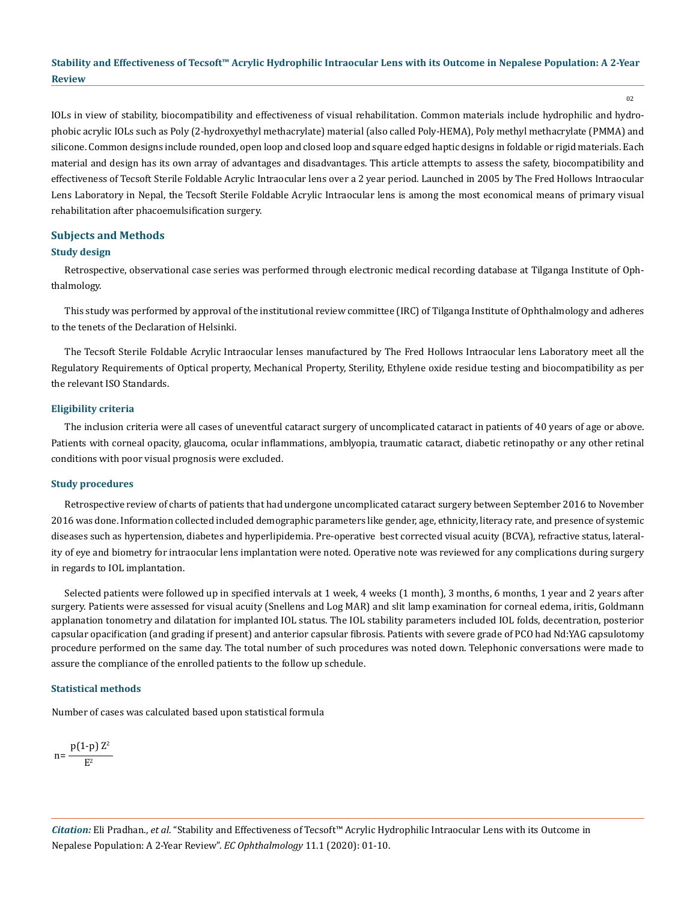IOLs in view of stability, biocompatibility and effectiveness of visual rehabilitation. Common materials include hydrophilic and hydrophobic acrylic IOLs such as Poly (2-hydroxyethyl methacrylate) material (also called Poly-HEMA), Poly methyl methacrylate (PMMA) and silicone. Common designs include rounded, open loop and closed loop and square edged haptic designs in foldable or rigid materials. Each material and design has its own array of advantages and disadvantages. This article attempts to assess the safety, biocompatibility and effectiveness of Tecsoft Sterile Foldable Acrylic Intraocular lens over a 2 year period. Launched in 2005 by The Fred Hollows Intraocular Lens Laboratory in Nepal, the Tecsoft Sterile Foldable Acrylic Intraocular lens is among the most economical means of primary visual rehabilitation after phacoemulsification surgery.

## Subjects and Methods

### Study design

Retrospective, observational case series was performed through electronic medical recording database at Tilganga Institute of Ophthalmology.

This study was performed by approval of the institutional review committee (IRC) of Tilganga Institute of Ophthalmology and adheres to the tenets of the Declaration of Helsinki.

The Tecsoft Sterile Foldable Acrylic Intraocular lenses manufactured by The Fred Hollows Intraocular lens Laboratory meet all the Regulatory Requirements of Optical property, Mechanical Property, Sterility, Ethylene oxide residue testing and biocompatibility as per the relevant ISO Standards.

### Eligibility criteria

The inclusion criteria were all cases of uneventful cataract surgery of uncomplicated cataract in patients of 40 years of age or above. Patients with corneal opacity, glaucoma, ocular inflammations, amblyopia, traumatic cataract, diabetic retinopathy or any other retinal conditions with poor visual prognosis were excluded.

### Study procedures

Retrospective review of charts of patients that had undergone uncomplicated cataract surgery between September 2016 to November 2016 was done. Information collected included demographic parameters like gender, age, ethnicity, literacy rate, and presence of systemic diseases such as hypertension, diabetes and hyperlipidemia. Pre-operative best corrected visual acuity (BCVA), refractive status, laterality of eye and biometry for intraocular lens implantation were noted. Operative note was reviewed for any complications during surgery in regards to IOL implantation.

Selected patients were followed up in specified intervals at 1 week, 4 weeks (1 month), 3 months, 6 months, 1 year and 2 years after surgery. Patients were assessed for visual acuity (Snellens and Log MAR) and slit lamp examination for corneal edema, iritis, Goldmann applanation tonometry and dilatation for implanted IOL status. The IOL stability parameters included IOL folds, decentration, posterior capsular opacification (and grading if present) and anterior capsular fibrosis. Patients with severe grade of PCO had Nd:YAG capsulotomy procedure performed on the same day. The total number of such procedures was noted down. Telephonic conversations were made to assure the compliance of the enrolled patients to the follow up schedule.

### Statistical methods

Number of cases was calculated based upon statistical formula

$$n = \frac{p(1-p)\,Z^2}{E^2}$$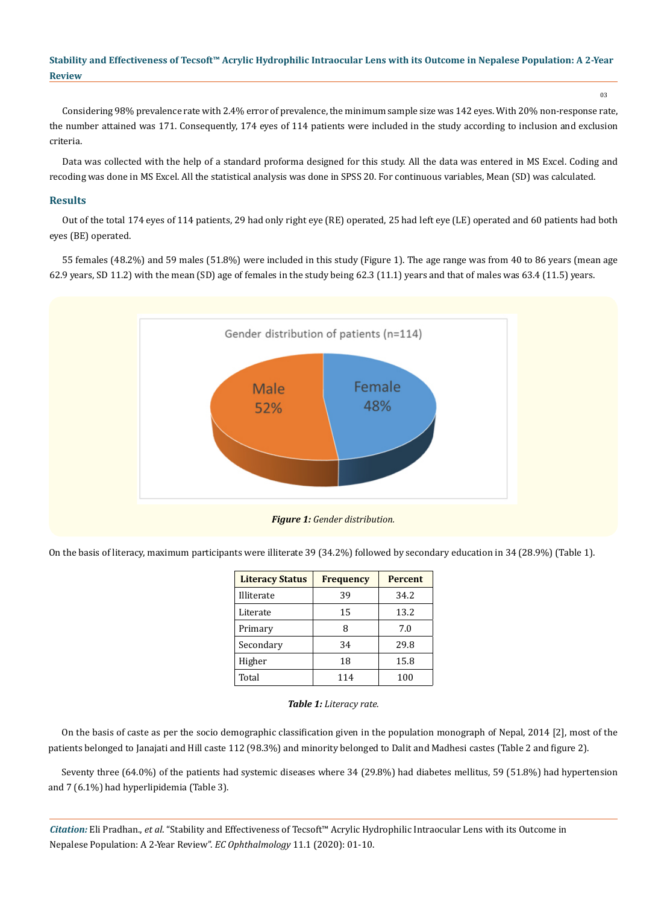Considering 98% prevalence rate with 2.4% error of prevalence, the minimum sample size was 142 eyes. With 20% non-response rate, the number attained was 171. Consequently, 174 eyes of 114 patients were included in the study according to inclusion and exclusion criteria.

Data was collected with the help of a standard proforma designed for this study. All the data was entered in MS Excel. Coding and recoding was done in MS Excel. All the statistical analysis was done in SPSS 20. For continuous variables, Mean (SD) was calculated.

## Results

Out of the total 174 eyes of 114 patients, 29 had only right eye (RE) operated, 25 had left eye (LE) operated and 60 patients had both eyes (BE) operated.

55 females (48.2%) and 59 males (51.8%) were included in this study (Figure 1). The age range was from 40 to 86 years (mean age 62.9 years, SD 11.2) with the mean (SD) age of females in the study being 62.3 (11.1) years and that of males was 63.4 (11.5) years.

Gender distribution of patients (n=114)

Male 52%

Female 48%

***Figure 1:*** *Gender distribution.*

On the basis of literacy, maximum participants were illiterate 39 (34.2%) followed by secondary education in 34 (28.9%) (Table 1).

| Literacy Status | Frequency | Percent |
|---|---|---|
| Illiterate | 39 | 34.2 |
| Literate | 15 | 13.2 |
| Primary | 8 | 7.0 |
| Secondary | 34 | 29.8 |
| Higher | 18 | 15.8 |
| Total | 114 | 100 |

***Table 1:*** *Literacy rate.*

On the basis of caste as per the socio demographic classification given in the population monograph of Nepal, 2014 [2], most of the patients belonged to Janajati and Hill caste 112 (98.3%) and minority belonged to Dalit and Madhesi castes (Table 2 and figure 2).

Seventy three (64.0%) of the patients had systemic diseases where 34 (29.8%) had diabetes mellitus, 59 (51.8%) had hypertension and 7 (6.1%) had hyperlipidemia (Table 3).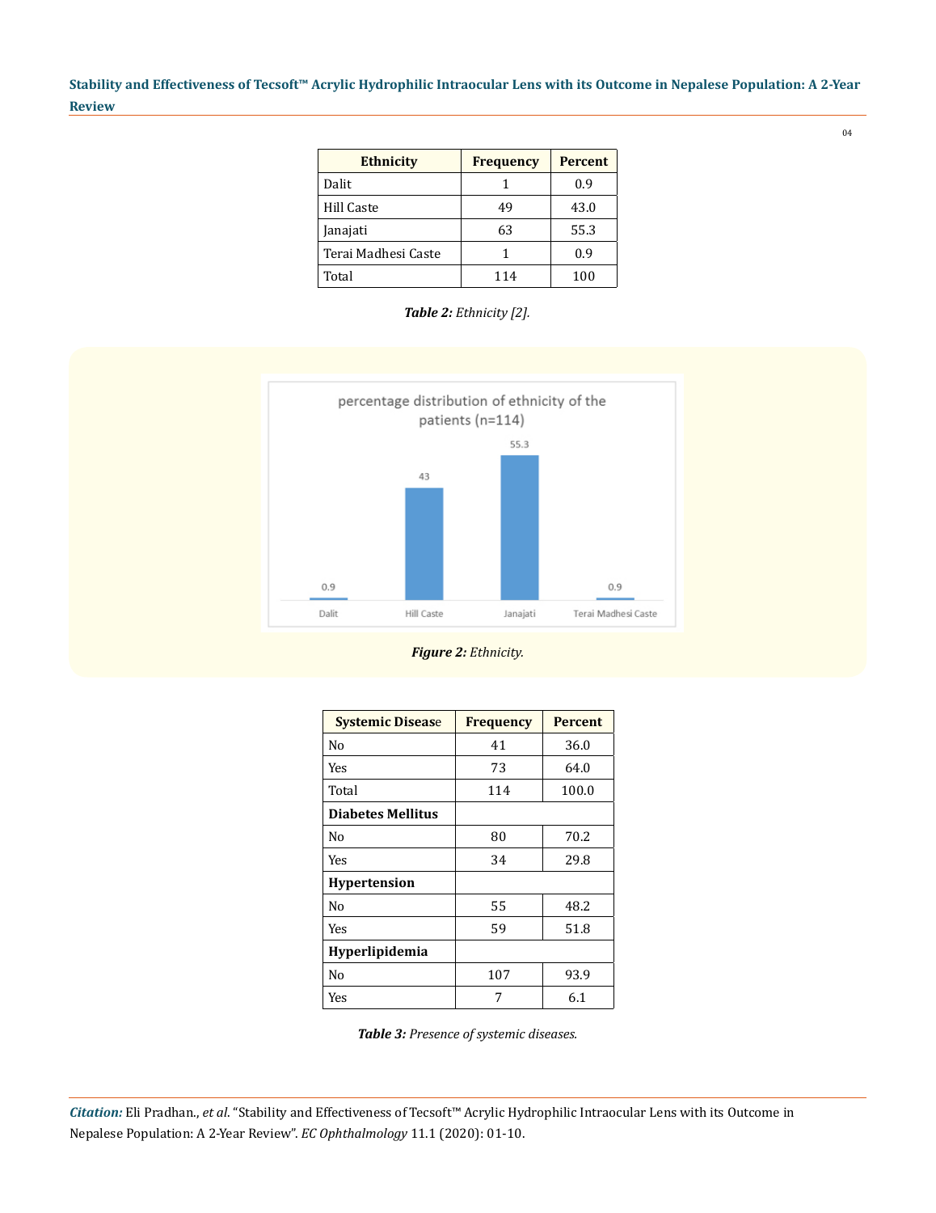| Ethnicity | Frequency | Percent |
|---|---|---|
| Dalit | 1 | 0.9 |
| Hill Caste | 49 | 43.0 |
| Janajati | 63 | 55.3 |
| Terai Madhesi Caste | 1 | 0.9 |
| Total | 114 | 100 |

***Table 2:*** *Ethnicity [2].*

***Figure 2:*** *Ethnicity.*

| Systemic Disease | Frequency | Percent |
|---|---|---|
| No | 41 | 36.0 |
| Yes | 73 | 64.0 |
| Total | 114 | 100.0 |
| **Diabetes Mellitus** | | |
| No | 80 | 70.2 |
| Yes | 34 | 29.8 |
| **Hypertension** | | |
| No | 55 | 48.2 |
| Yes | 59 | 51.8 |
| **Hyperlipidemia** | | |
| No | 107 | 93.9 |
| Yes | 7 | 6.1 |

***Table 3:*** *Presence of systemic diseases.*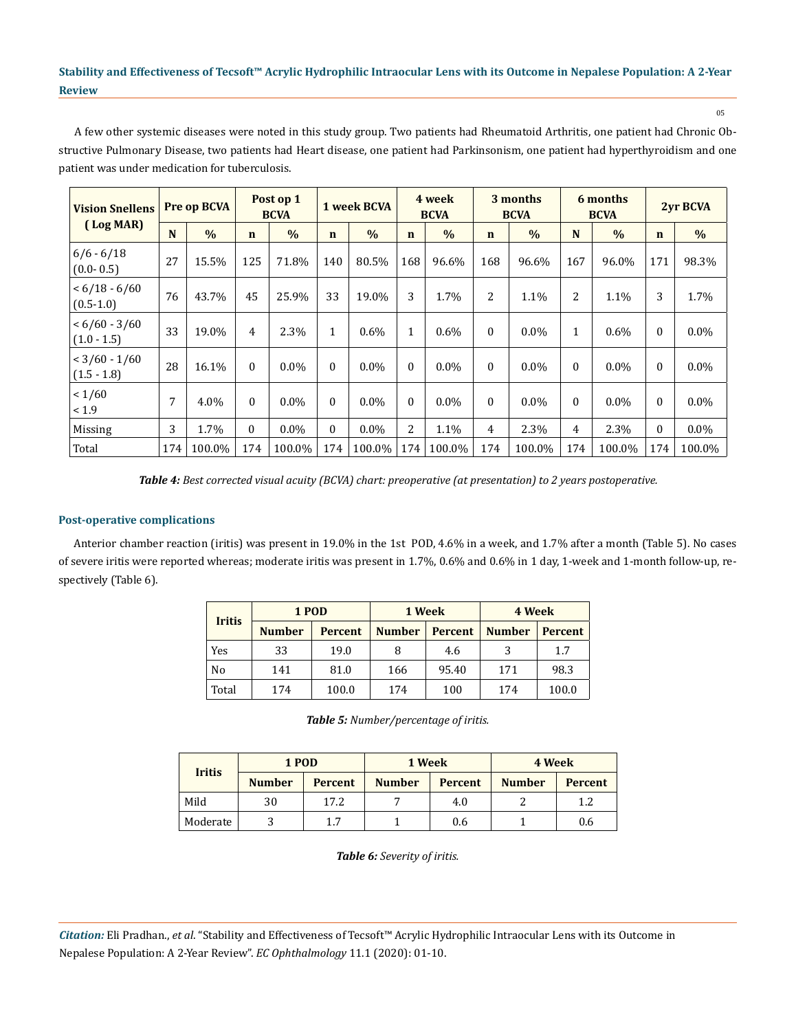A few other systemic diseases were noted in this study group. Two patients had Rheumatoid Arthritis, one patient had Chronic Obstructive Pulmonary Disease, two patients had Heart disease, one patient had Parkinsonism, one patient had hyperthyroidism and one patient was under medication for tuberculosis.

| Vision Snellens ( Log MAR) | Pre op BCVA | | Post op 1 BCVA | | 1 week BCVA | | 4 week BCVA | | 3 months BCVA | | 6 months BCVA | | 2yr BCVA | |
|---|---|---|---|---|---|---|---|---|---|---|---|---|---|---|
| | N | % | n | % | n | % | n | % | n | % | N | % | n | % |
| 6/6 - 6/18 (0.0- 0.5) | 27 | 15.5% | 125 | 71.8% | 140 | 80.5% | 168 | 96.6% | 168 | 96.6% | 167 | 96.0% | 171 | 98.3% |
| < 6/18 - 6/60 (0.5-1.0) | 76 | 43.7% | 45 | 25.9% | 33 | 19.0% | 3 | 1.7% | 2 | 1.1% | 2 | 1.1% | 3 | 1.7% |
| < 6/60 - 3/60 (1.0 - 1.5) | 33 | 19.0% | 4 | 2.3% | 1 | 0.6% | 1 | 0.6% | 0 | 0.0% | 1 | 0.6% | 0 | 0.0% |
| < 3/60 - 1/60 (1.5 - 1.8) | 28 | 16.1% | 0 | 0.0% | 0 | 0.0% | 0 | 0.0% | 0 | 0.0% | 0 | 0.0% | 0 | 0.0% |
| < 1/60 < 1.9 | 7 | 4.0% | 0 | 0.0% | 0 | 0.0% | 0 | 0.0% | 0 | 0.0% | 0 | 0.0% | 0 | 0.0% |
| Missing | 3 | 1.7% | 0 | 0.0% | 0 | 0.0% | 2 | 1.1% | 4 | 2.3% | 4 | 2.3% | 0 | 0.0% |
| Total | 174 | 100.0% | 174 | 100.0% | 174 | 100.0% | 174 | 100.0% | 174 | 100.0% | 174 | 100.0% | 174 | 100.0% |

***Table 4:*** *Best corrected visual acuity (BCVA) chart: preoperative (at presentation) to 2 years postoperative.*

### Post-operative complications

Anterior chamber reaction (iritis) was present in 19.0% in the 1st POD, 4.6% in a week, and 1.7% after a month (Table 5). No cases of severe iritis were reported whereas; moderate iritis was present in 1.7%, 0.6% and 0.6% in 1 day, 1-week and 1-month follow-up, respectively (Table 6).

| Iritis | 1 POD | | 1 Week | | 4 Week | |
|---|---|---|---|---|---|---|
| | Number | Percent | Number | Percent | Number | Percent |
| Yes | 33 | 19.0 | 8 | 4.6 | 3 | 1.7 |
| No | 141 | 81.0 | 166 | 95.40 | 171 | 98.3 |
| Total | 174 | 100.0 | 174 | 100 | 174 | 100.0 |

***Table 5:*** *Number/percentage of iritis.*

| Iritis | 1 POD | | 1 Week | | 4 Week | |
|---|---|---|---|---|---|---|
| | Number | Percent | Number | Percent | Number | Percent |
| Mild | 30 | 17.2 | 7 | 4.0 | 2 | 1.2 |
| Moderate | 3 | 1.7 | 1 | 0.6 | 1 | 0.6 |

***Table 6:*** *Severity of iritis.*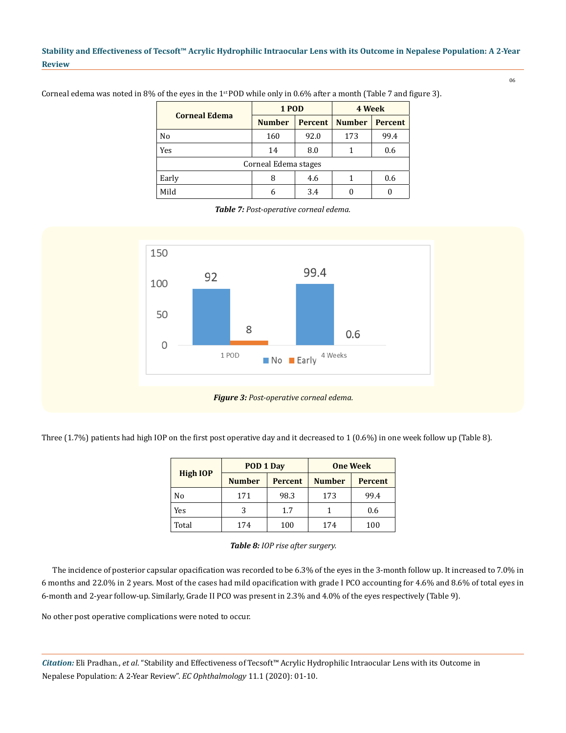Corneal edema was noted in 8% of the eyes in the 1st POD while only in 0.6% after a month (Table 7 and figure 3).

| Corneal Edema | 1 POD | | 4 Week | |
|---|---|---|---|---|
| | Number | Percent | Number | Percent |
| No | 160 | 92.0 | 173 | 99.4 |
| Yes | 14 | 8.0 | 1 | 0.6 |
| Corneal Edema stages | | | | |
| Early | 8 | 4.6 | 1 | 0.6 |
| Mild | 6 | 3.4 | 0 | 0 |

***Table 7:*** *Post-operative corneal edema.*

***Figure 3:*** *Post-operative corneal edema.*

Three (1.7%) patients had high IOP on the first post operative day and it decreased to 1 (0.6%) in one week follow up (Table 8).

| High IOP | POD 1 Day | | One Week | |
|---|---|---|---|---|
| | Number | Percent | Number | Percent |
| No | 171 | 98.3 | 173 | 99.4 |
| Yes | 3 | 1.7 | 1 | 0.6 |
| Total | 174 | 100 | 174 | 100 |

***Table 8:*** *IOP rise after surgery.*

The incidence of posterior capsular opacification was recorded to be 6.3% of the eyes in the 3-month follow up. It increased to 7.0% in 6 months and 22.0% in 2 years. Most of the cases had mild opacification with grade I PCO accounting for 4.6% and 8.6% of total eyes in 6-month and 2-year follow-up. Similarly, Grade II PCO was present in 2.3% and 4.0% of the eyes respectively (Table 9).

No other post operative complications were noted to occur.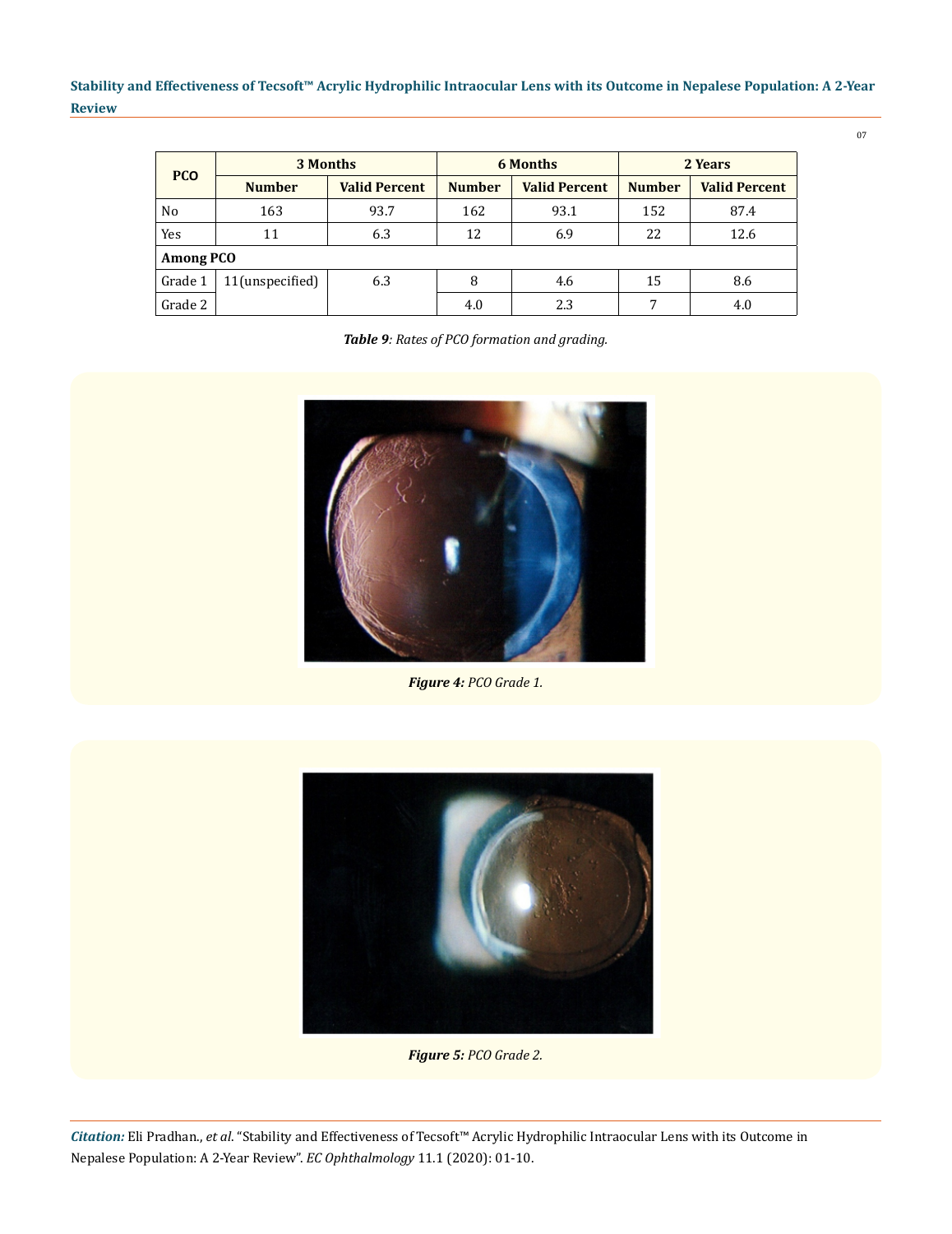| PCO | 3 Months | | 6 Months | | 2 Years | |
|---|---|---|---|---|---|---|
| | Number | Valid Percent | Number | Valid Percent | Number | Valid Percent |
| No | 163 | 93.7 | 162 | 93.1 | 152 | 87.4 |
| Yes | 11 | 6.3 | 12 | 6.9 | 22 | 12.6 |
| **Among PCO** | | | | | | |
| Grade 1 | 11(unspecified) | 6.3 | 8 | 4.6 | 15 | 8.6 |
| Grade 2 | | | 4.0 | 2.3 | 7 | 4.0 |

***Table 9**: Rates of PCO formation and grading.*

***Figure 4:** PCO Grade 1.*

***Figure 5:** PCO Grade 2.*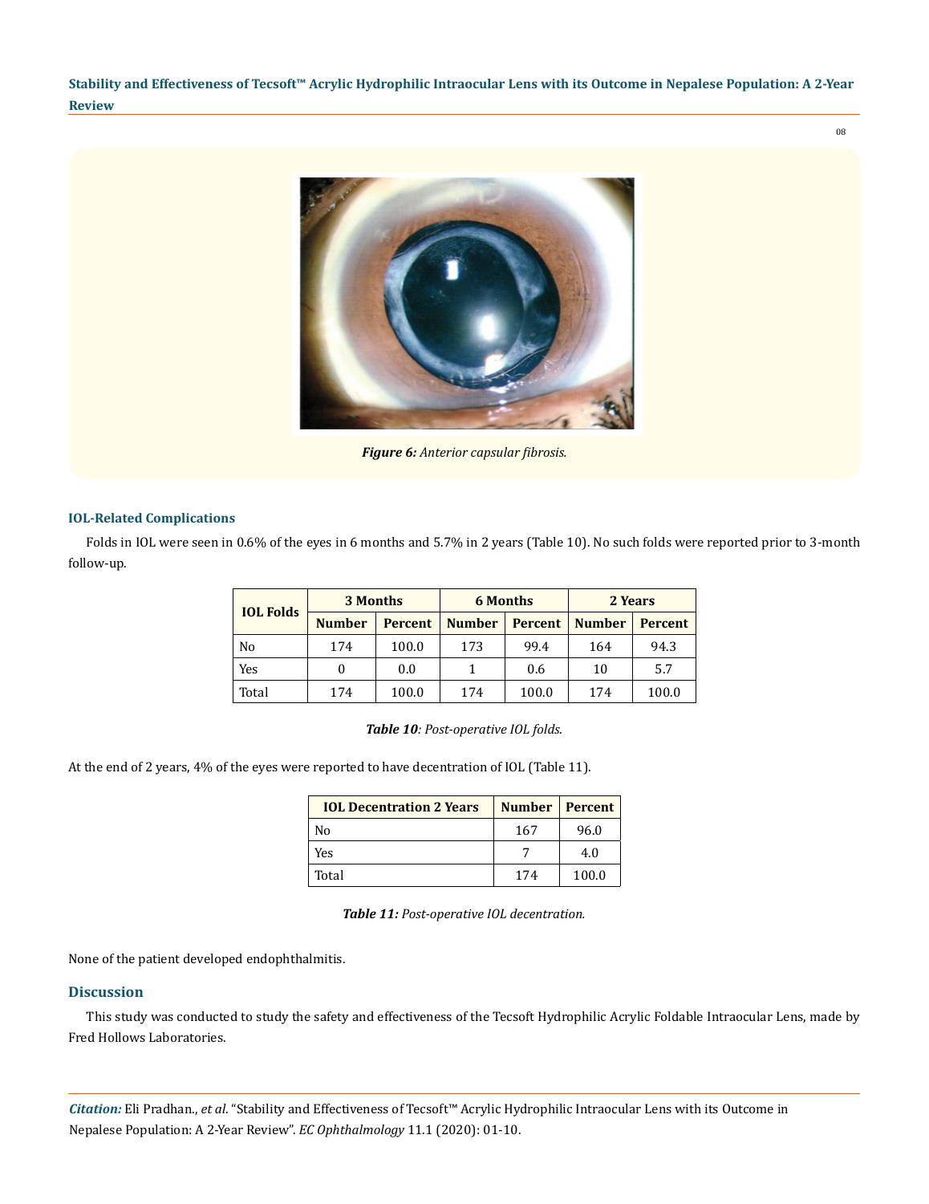*Figure 6: Anterior capsular fibrosis.*

### IOL-Related Complications

Folds in IOL were seen in 0.6% of the eyes in 6 months and 5.7% in 2 years (Table 10). No such folds were reported prior to 3-month follow-up.

| IOL Folds | 3 Months | | 6 Months | | 2 Years | |
|---|---|---|---|---|---|---|
| | Number | Percent | Number | Percent | Number | Percent |
| No | 174 | 100.0 | 173 | 99.4 | 164 | 94.3 |
| Yes | 0 | 0.0 | 1 | 0.6 | 10 | 5.7 |
| Total | 174 | 100.0 | 174 | 100.0 | 174 | 100.0 |

***Table 10**: Post-operative IOL folds.*

At the end of 2 years, 4% of the eyes were reported to have decentration of IOL (Table 11).

| IOL Decentration 2 Years | Number | Percent |
|---|---|---|
| No | 167 | 96.0 |
| Yes | 7 | 4.0 |
| Total | 174 | 100.0 |

***Table 11:** Post-operative IOL decentration.*

None of the patient developed endophthalmitis.

## Discussion

This study was conducted to study the safety and effectiveness of the Tecsoft Hydrophilic Acrylic Foldable Intraocular Lens, made by Fred Hollows Laboratories.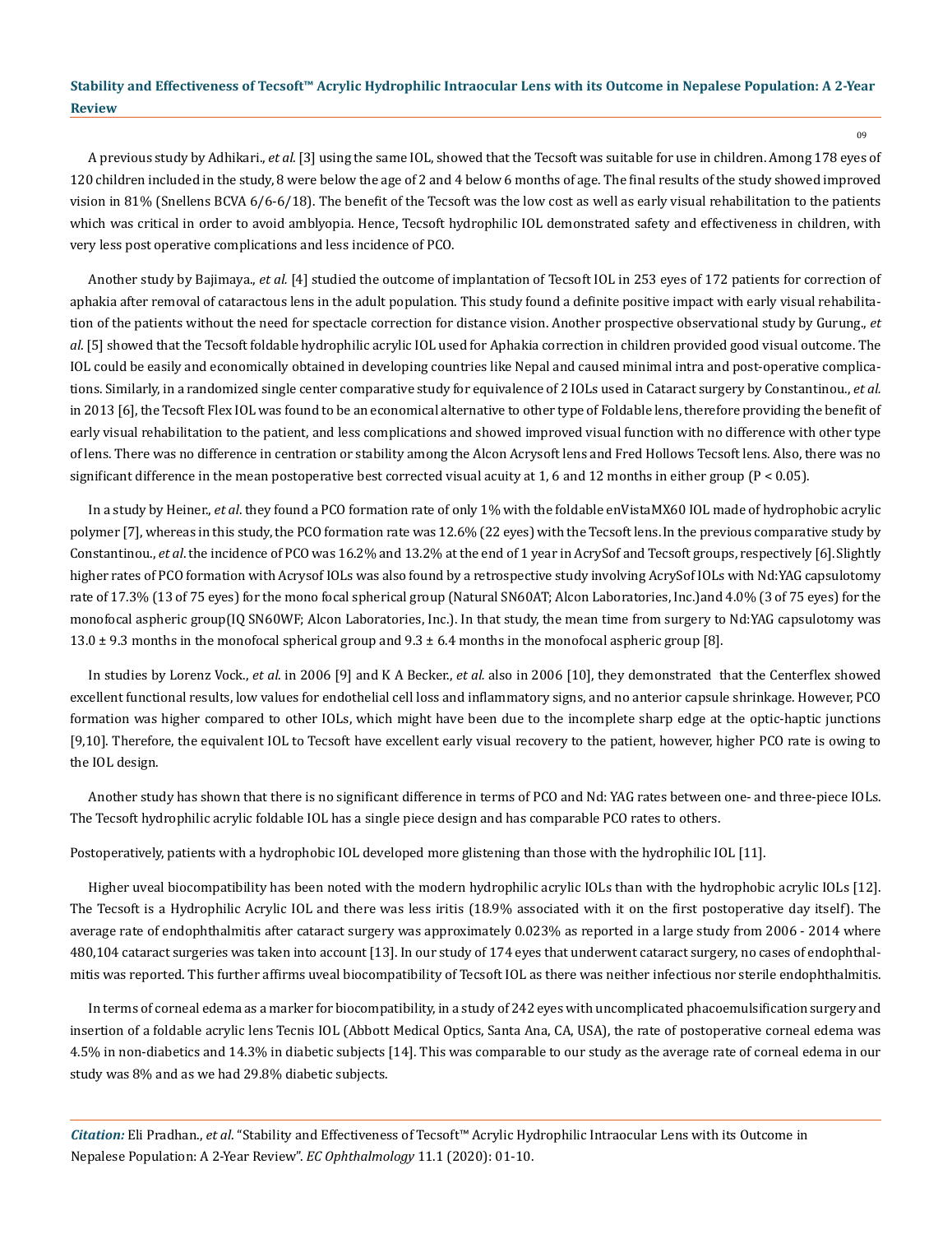A previous study by Adhikari., *et al.* [3] using the same IOL, showed that the Tecsoft was suitable for use in children. Among 178 eyes of 120 children included in the study, 8 were below the age of 2 and 4 below 6 months of age. The final results of the study showed improved vision in 81% (Snellens BCVA 6/6-6/18). The benefit of the Tecsoft was the low cost as well as early visual rehabilitation to the patients which was critical in order to avoid amblyopia. Hence, Tecsoft hydrophilic IOL demonstrated safety and effectiveness in children, with very less post operative complications and less incidence of PCO.

Another study by Bajimaya., *et al.* [4] studied the outcome of implantation of Tecsoft IOL in 253 eyes of 172 patients for correction of aphakia after removal of cataractous lens in the adult population. This study found a definite positive impact with early visual rehabilitation of the patients without the need for spectacle correction for distance vision. Another prospective observational study by Gurung., *et al.* [5] showed that the Tecsoft foldable hydrophilic acrylic IOL used for Aphakia correction in children provided good visual outcome. The IOL could be easily and economically obtained in developing countries like Nepal and caused minimal intra and post-operative complications. Similarly, in a randomized single center comparative study for equivalence of 2 IOLs used in Cataract surgery by Constantinou., *et al.* in 2013 [6], the Tecsoft Flex IOL was found to be an economical alternative to other type of Foldable lens, therefore providing the benefit of early visual rehabilitation to the patient, and less complications and showed improved visual function with no difference with other type of lens. There was no difference in centration or stability among the Alcon Acrysoft lens and Fred Hollows Tecsoft lens. Also, there was no significant difference in the mean postoperative best corrected visual acuity at 1, 6 and 12 months in either group ($P < 0.05$).

In a study by Heiner., *et al.* they found a PCO formation rate of only 1% with the foldable enVistaMX60 IOL made of hydrophobic acrylic polymer [7], whereas in this study, the PCO formation rate was 12.6% (22 eyes) with the Tecsoft lens. In the previous comparative study by Constantinou., *et al.* the incidence of PCO was 16.2% and 13.2% at the end of 1 year in AcrySof and Tecsoft groups, respectively [6]. Slightly higher rates of PCO formation with Acrysof IOLs was also found by a retrospective study involving AcrySof IOLs with Nd:YAG capsulotomy rate of 17.3% (13 of 75 eyes) for the mono focal spherical group (Natural SN60AT; Alcon Laboratories, Inc.)and 4.0% (3 of 75 eyes) for the monofocal aspheric group(IQ SN60WF; Alcon Laboratories, Inc.). In that study, the mean time from surgery to Nd:YAG capsulotomy was $13.0 \pm 9.3$ months in the monofocal spherical group and $9.3 \pm 6.4$ months in the monofocal aspheric group [8].

In studies by Lorenz Vock., *et al.* in 2006 [9] and K A Becker., *et al.* also in 2006 [10], they demonstrated that the Centerflex showed excellent functional results, low values for endothelial cell loss and inflammatory signs, and no anterior capsule shrinkage. However, PCO formation was higher compared to other IOLs, which might have been due to the incomplete sharp edge at the optic-haptic junctions [9,10]. Therefore, the equivalent IOL to Tecsoft have excellent early visual recovery to the patient, however, higher PCO rate is owing to the IOL design.

Another study has shown that there is no significant difference in terms of PCO and Nd: YAG rates between one- and three-piece IOLs. The Tecsoft hydrophilic acrylic foldable IOL has a single piece design and has comparable PCO rates to others.

Postoperatively, patients with a hydrophobic IOL developed more glistening than those with the hydrophilic IOL [11].

Higher uveal biocompatibility has been noted with the modern hydrophilic acrylic IOLs than with the hydrophobic acrylic IOLs [12]. The Tecsoft is a Hydrophilic Acrylic IOL and there was less iritis (18.9% associated with it on the first postoperative day itself). The average rate of endophthalmitis after cataract surgery was approximately 0.023% as reported in a large study from 2006 - 2014 where 480,104 cataract surgeries was taken into account [13]. In our study of 174 eyes that underwent cataract surgery, no cases of endophthalmitis was reported. This further affirms uveal biocompatibility of Tecsoft IOL as there was neither infectious nor sterile endophthalmitis.

In terms of corneal edema as a marker for biocompatibility, in a study of 242 eyes with uncomplicated phacoemulsification surgery and insertion of a foldable acrylic lens Tecnis IOL (Abbott Medical Optics, Santa Ana, CA, USA), the rate of postoperative corneal edema was 4.5% in non-diabetics and 14.3% in diabetic subjects [14]. This was comparable to our study as the average rate of corneal edema in our study was 8% and as we had 29.8% diabetic subjects.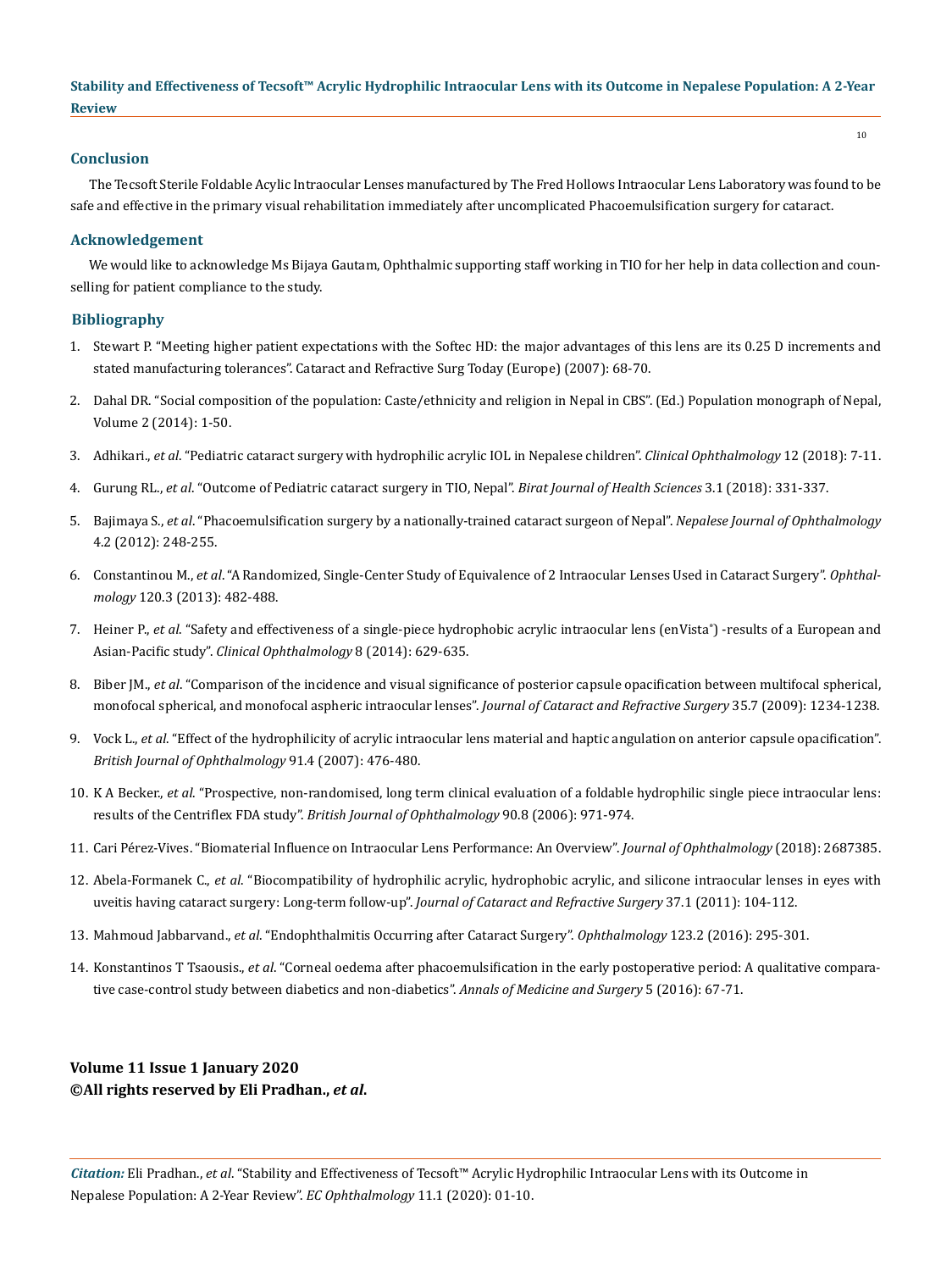## Conclusion

The Tecsoft Sterile Foldable Acylic Intraocular Lenses manufactured by The Fred Hollows Intraocular Lens Laboratory was found to be safe and effective in the primary visual rehabilitation immediately after uncomplicated Phacoemulsification surgery for cataract.

## Acknowledgement

We would like to acknowledge Ms Bijaya Gautam, Ophthalmic supporting staff working in TIO for her help in data collection and counselling for patient compliance to the study.

## Bibliography

1. Stewart P. "Meeting higher patient expectations with the Softec HD: the major advantages of this lens are its 0.25 D increments and stated manufacturing tolerances". Cataract and Refractive Surg Today (Europe) (2007): 68-70.
2. Dahal DR. "Social composition of the population: Caste/ethnicity and religion in Nepal in CBS". (Ed.) Population monograph of Nepal, Volume 2 (2014): 1-50.
3. Adhikari., *et al*. "Pediatric cataract surgery with hydrophilic acrylic IOL in Nepalese children". *Clinical Ophthalmology* 12 (2018): 7-11.
4. Gurung RL., *et al*. "Outcome of Pediatric cataract surgery in TIO, Nepal". *Birat Journal of Health Sciences* 3.1 (2018): 331-337.
5. Bajimaya S., *et al*. "Phacoemulsification surgery by a nationally-trained cataract surgeon of Nepal". *Nepalese Journal of Ophthalmology* 4.2 (2012): 248-255.
6. Constantinou M., *et al*. "A Randomized, Single-Center Study of Equivalence of 2 Intraocular Lenses Used in Cataract Surgery". *Ophthalmology* 120.3 (2013): 482-488.
7. Heiner P., *et al*. "Safety and effectiveness of a single-piece hydrophobic acrylic intraocular lens (enVista®) -results of a European and Asian-Pacific study". *Clinical Ophthalmology* 8 (2014): 629-635.
8. Biber JM., *et al*. "Comparison of the incidence and visual significance of posterior capsule opacification between multifocal spherical, monofocal spherical, and monofocal aspheric intraocular lenses". *Journal of Cataract and Refractive Surgery* 35.7 (2009): 1234-1238.
9. Vock L., *et al*. "Effect of the hydrophilicity of acrylic intraocular lens material and haptic angulation on anterior capsule opacification". *British Journal of Ophthalmology* 91.4 (2007): 476-480.
10. K A Becker., *et al*. "Prospective, non-randomised, long term clinical evaluation of a foldable hydrophilic single piece intraocular lens: results of the Centriflex FDA study". *British Journal of Ophthalmology* 90.8 (2006): 971-974.
11. Cari Pérez-Vives. "Biomaterial Influence on Intraocular Lens Performance: An Overview". *Journal of Ophthalmology* (2018): 2687385.
12. Abela-Formanek C., *et al*. "Biocompatibility of hydrophilic acrylic, hydrophobic acrylic, and silicone intraocular lenses in eyes with uveitis having cataract surgery: Long-term follow-up". *Journal of Cataract and Refractive Surgery* 37.1 (2011): 104-112.
13. Mahmoud Jabbarvand., *et al*. "Endophthalmitis Occurring after Cataract Surgery". *Ophthalmology* 123.2 (2016): 295-301.
14. Konstantinos T Tsaousis., *et al*. "Corneal oedema after phacoemulsification in the early postoperative period: A qualitative comparative case-control study between diabetics and non-diabetics". *Annals of Medicine and Surgery* 5 (2016): 67-71.

**Volume 11 Issue 1 January 2020**
**©All rights reserved by Eli Pradhan., *et al*.**